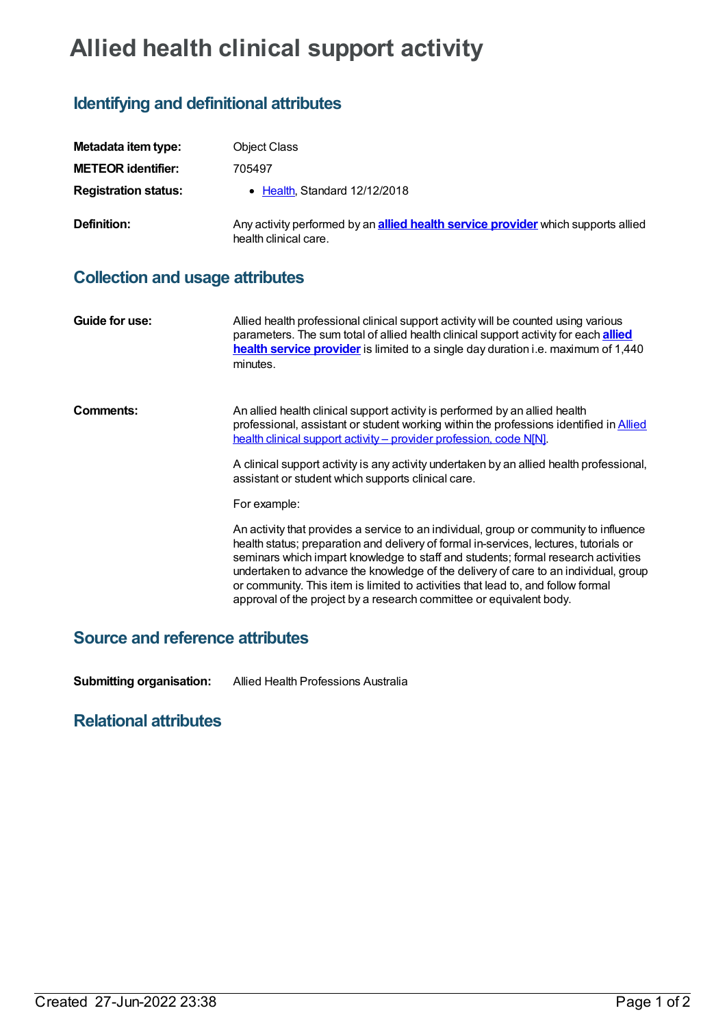# Allied health clinical support activity

## Identifying and definitional attributes

**Metadata item type:** Object Class

**METEOR identifier:** 705497

**Registration status:**

- Health, Standard 12/12/2018

**Definition:** Any activity performed by an **allied health service provider** which supports allied health clinical care.

## Collection and usage attributes

**Guide for use:** Allied health professional clinical support activity will be counted using various parameters. The sum total of allied health clinical support activity for each **allied health service provider** is limited to a single day duration i.e. maximum of 1,440 minutes.

**Comments:** An allied health clinical support activity is performed by an allied health professional, assistant or student working within the professions identified in Allied health clinical support activity – provider profession, code N[N].

A clinical support activity is any activity undertaken by an allied health professional, assistant or student which supports clinical care.

For example:

An activity that provides a service to an individual, group or community to influence health status; preparation and delivery of formal in-services, lectures, tutorials or seminars which impart knowledge to staff and students; formal research activities undertaken to advance the knowledge of the delivery of care to an individual, group or community. This item is limited to activities that lead to, and follow formal approval of the project by a research committee or equivalent body.

## Source and reference attributes

**Submitting organisation:** Allied Health Professions Australia

## Relational attributes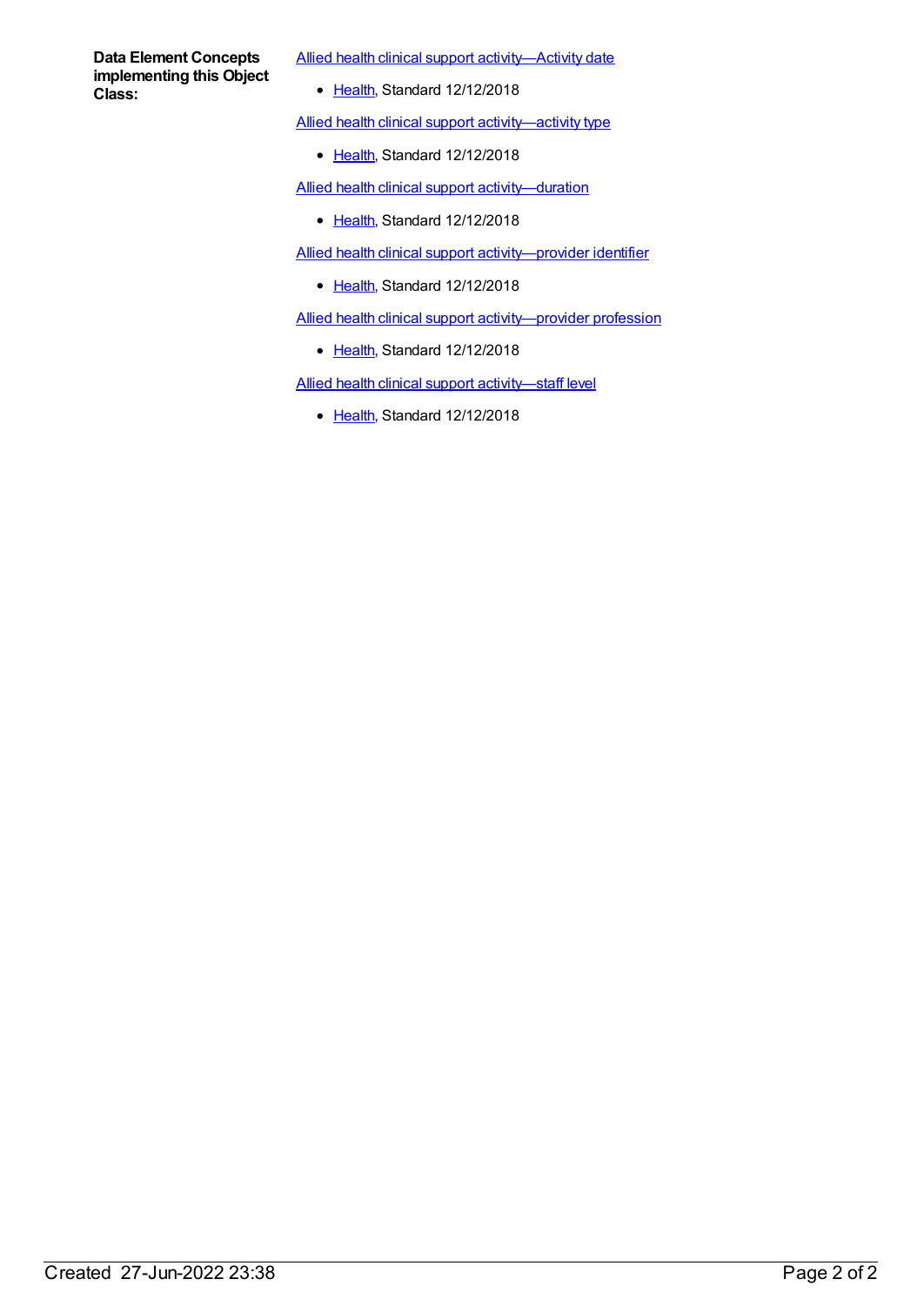**Data Element Concepts implementing this Object Class:**

Allied health clinical support activity—Activity date

- Health, Standard 12/12/2018

Allied health clinical support activity—activity type

- Health, Standard 12/12/2018

Allied health clinical support activity—duration

- Health, Standard 12/12/2018

Allied health clinical support activity—provider identifier

- Health, Standard 12/12/2018

Allied health clinical support activity—provider profession

- Health, Standard 12/12/2018

Allied health clinical support activity—staff level

- Health, Standard 12/12/2018